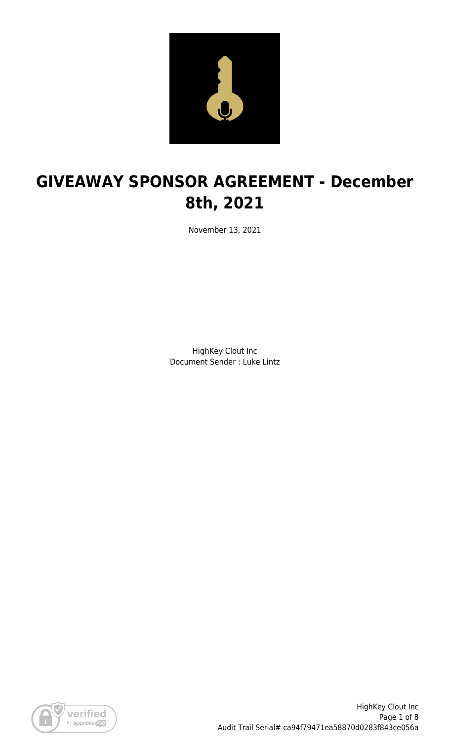# GIVEAWAY SPONSOR AGREEMENT - December 8th, 2021

November 13, 2021

HighKey Clout Inc
Document Sender : Luke Lintz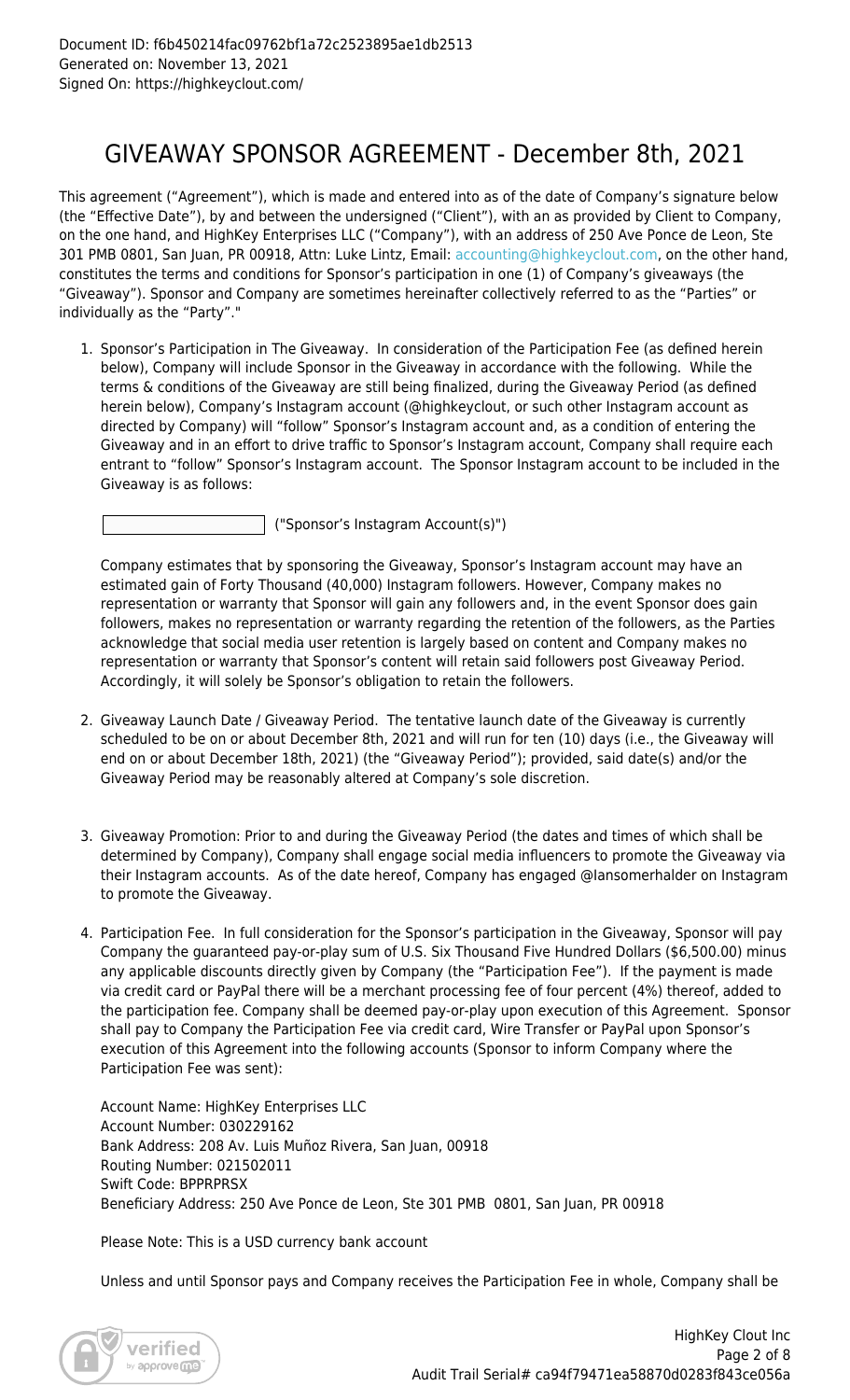Document ID: f6b450214fac09762bf1a72c2523895ae1db2513
Generated on: November 13, 2021
Signed On: https://highkeyclout.com/

# GIVEAWAY SPONSOR AGREEMENT - December 8th, 2021

This agreement ("Agreement"), which is made and entered into as of the date of Company's signature below (the "Effective Date"), by and between the undersigned ("Client"), with an as provided by Client to Company, on the one hand, and HighKey Enterprises LLC ("Company"), with an address of 250 Ave Ponce de Leon, Ste 301 PMB 0801, San Juan, PR 00918, Attn: Luke Lintz, Email: accounting@highkeyclout.com, on the other hand, constitutes the terms and conditions for Sponsor's participation in one (1) of Company's giveaways (the "Giveaway"). Sponsor and Company are sometimes hereinafter collectively referred to as the "Parties" or individually as the "Party"."

1. Sponsor's Participation in The Giveaway. In consideration of the Participation Fee (as defined herein below), Company will include Sponsor in the Giveaway in accordance with the following. While the terms & conditions of the Giveaway are still being finalized, during the Giveaway Period (as defined herein below), Company's Instagram account (@highkeyclout, or such other Instagram account as directed by Company) will "follow" Sponsor's Instagram account and, as a condition of entering the Giveaway and in an effort to drive traffic to Sponsor's Instagram account, Company shall require each entrant to "follow" Sponsor's Instagram account. The Sponsor Instagram account to be included in the Giveaway is as follows:

   ____________________ ("Sponsor's Instagram Account(s)")

   Company estimates that by sponsoring the Giveaway, Sponsor's Instagram account may have an estimated gain of Forty Thousand (40,000) Instagram followers. However, Company makes no representation or warranty that Sponsor will gain any followers and, in the event Sponsor does gain followers, makes no representation or warranty regarding the retention of the followers, as the Parties acknowledge that social media user retention is largely based on content and Company makes no representation or warranty that Sponsor's content will retain said followers post Giveaway Period. Accordingly, it will solely be Sponsor's obligation to retain the followers.

2. Giveaway Launch Date / Giveaway Period. The tentative launch date of the Giveaway is currently scheduled to be on or about December 8th, 2021 and will run for ten (10) days (i.e., the Giveaway will end on or about December 18th, 2021) (the "Giveaway Period"); provided, said date(s) and/or the Giveaway Period may be reasonably altered at Company's sole discretion.

3. Giveaway Promotion: Prior to and during the Giveaway Period (the dates and times of which shall be determined by Company), Company shall engage social media influencers to promote the Giveaway via their Instagram accounts. As of the date hereof, Company has engaged @Iansomerhalder on Instagram to promote the Giveaway.

4. Participation Fee. In full consideration for the Sponsor's participation in the Giveaway, Sponsor will pay Company the guaranteed pay-or-play sum of U.S. Six Thousand Five Hundred Dollars ($6,500.00) minus any applicable discounts directly given by Company (the "Participation Fee"). If the payment is made via credit card or PayPal there will be a merchant processing fee of four percent (4%) thereof, added to the participation fee. Company shall be deemed pay-or-play upon execution of this Agreement. Sponsor shall pay to Company the Participation Fee via credit card, Wire Transfer or PayPal upon Sponsor's execution of this Agreement into the following accounts (Sponsor to inform Company where the Participation Fee was sent):

   Account Name: HighKey Enterprises LLC
   Account Number: 030229162
   Bank Address: 208 Av. Luis Muñoz Rivera, San Juan, 00918
   Routing Number: 021502011
   Swift Code: BPPRPRSX
   Beneficiary Address: 250 Ave Ponce de Leon, Ste 301 PMB 0801, San Juan, PR 00918

   Please Note: This is a USD currency bank account

   Unless and until Sponsor pays and Company receives the Participation Fee in whole, Company shall be

HighKey Clout Inc
Audit Trail Serial# ca94f79471ea58870d0283f843ce056a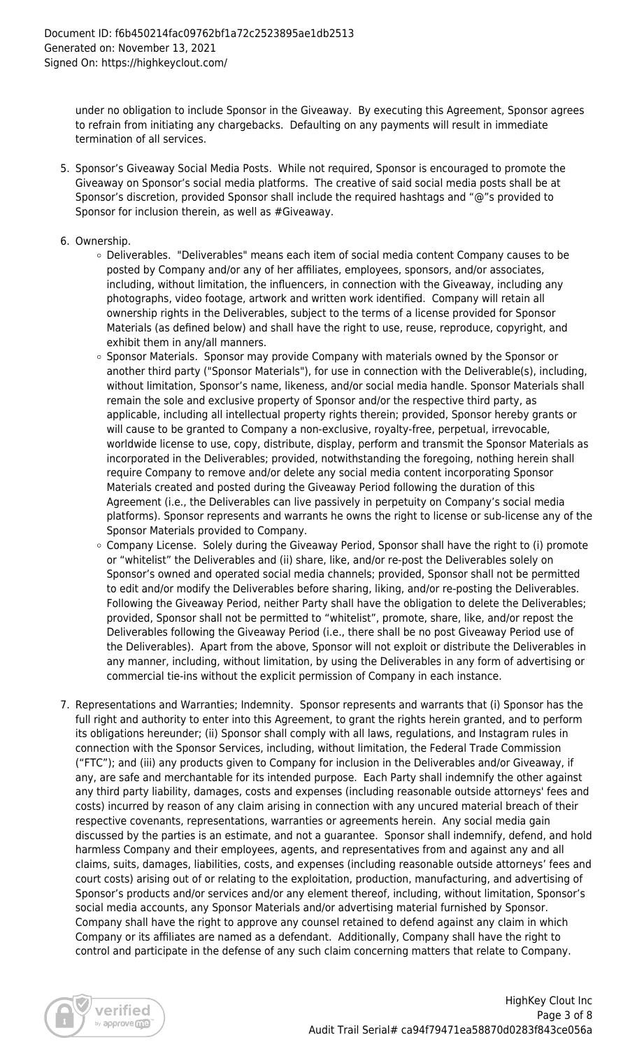under no obligation to include Sponsor in the Giveaway. By executing this Agreement, Sponsor agrees to refrain from initiating any chargebacks. Defaulting on any payments will result in immediate termination of all services.

5. Sponsor's Giveaway Social Media Posts. While not required, Sponsor is encouraged to promote the Giveaway on Sponsor's social media platforms. The creative of said social media posts shall be at Sponsor's discretion, provided Sponsor shall include the required hashtags and "@"s provided to Sponsor for inclusion therein, as well as #Giveaway.

6. Ownership.
   - Deliverables. "Deliverables" means each item of social media content Company causes to be posted by Company and/or any of her affiliates, employees, sponsors, and/or associates, including, without limitation, the influencers, in connection with the Giveaway, including any photographs, video footage, artwork and written work identified. Company will retain all ownership rights in the Deliverables, subject to the terms of a license provided for Sponsor Materials (as defined below) and shall have the right to use, reuse, reproduce, copyright, and exhibit them in any/all manners.
   - Sponsor Materials. Sponsor may provide Company with materials owned by the Sponsor or another third party ("Sponsor Materials"), for use in connection with the Deliverable(s), including, without limitation, Sponsor's name, likeness, and/or social media handle. Sponsor Materials shall remain the sole and exclusive property of Sponsor and/or the respective third party, as applicable, including all intellectual property rights therein; provided, Sponsor hereby grants or will cause to be granted to Company a non-exclusive, royalty-free, perpetual, irrevocable, worldwide license to use, copy, distribute, display, perform and transmit the Sponsor Materials as incorporated in the Deliverables; provided, notwithstanding the foregoing, nothing herein shall require Company to remove and/or delete any social media content incorporating Sponsor Materials created and posted during the Giveaway Period following the duration of this Agreement (i.e., the Deliverables can live passively in perpetuity on Company's social media platforms). Sponsor represents and warrants he owns the right to license or sub-license any of the Sponsor Materials provided to Company.
   - Company License. Solely during the Giveaway Period, Sponsor shall have the right to (i) promote or "whitelist" the Deliverables and (ii) share, like, and/or re-post the Deliverables solely on Sponsor's owned and operated social media channels; provided, Sponsor shall not be permitted to edit and/or modify the Deliverables before sharing, liking, and/or re-posting the Deliverables. Following the Giveaway Period, neither Party shall have the obligation to delete the Deliverables; provided, Sponsor shall not be permitted to "whitelist", promote, share, like, and/or repost the Deliverables following the Giveaway Period (i.e., there shall be no post Giveaway Period use of the Deliverables). Apart from the above, Sponsor will not exploit or distribute the Deliverables in any manner, including, without limitation, by using the Deliverables in any form of advertising or commercial tie-ins without the explicit permission of Company in each instance.

7. Representations and Warranties; Indemnity. Sponsor represents and warrants that (i) Sponsor has the full right and authority to enter into this Agreement, to grant the rights herein granted, and to perform its obligations hereunder; (ii) Sponsor shall comply with all laws, regulations, and Instagram rules in connection with the Sponsor Services, including, without limitation, the Federal Trade Commission ("FTC"); and (iii) any products given to Company for inclusion in the Deliverables and/or Giveaway, if any, are safe and merchantable for its intended purpose. Each Party shall indemnify the other against any third party liability, damages, costs and expenses (including reasonable outside attorneys' fees and costs) incurred by reason of any claim arising in connection with any uncured material breach of their respective covenants, representations, warranties or agreements herein. Any social media gain discussed by the parties is an estimate, and not a guarantee. Sponsor shall indemnify, defend, and hold harmless Company and their employees, agents, and representatives from and against any and all claims, suits, damages, liabilities, costs, and expenses (including reasonable outside attorneys' fees and court costs) arising out of or relating to the exploitation, production, manufacturing, and advertising of Sponsor's products and/or services and/or any element thereof, including, without limitation, Sponsor's social media accounts, any Sponsor Materials and/or advertising material furnished by Sponsor. Company shall have the right to approve any counsel retained to defend against any claim in which Company or its affiliates are named as a defendant. Additionally, Company shall have the right to control and participate in the defense of any such claim concerning matters that relate to Company.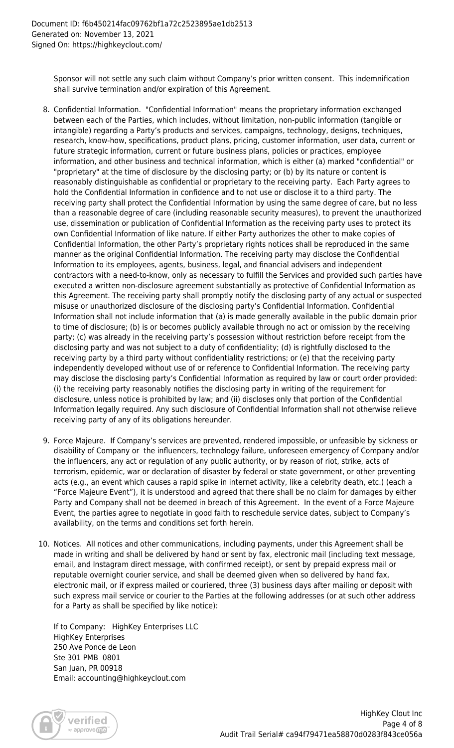Sponsor will not settle any such claim without Company's prior written consent. This indemnification shall survive termination and/or expiration of this Agreement.

8. Confidential Information. "Confidential Information" means the proprietary information exchanged between each of the Parties, which includes, without limitation, non-public information (tangible or intangible) regarding a Party's products and services, campaigns, technology, designs, techniques, research, know-how, specifications, product plans, pricing, customer information, user data, current or future strategic information, current or future business plans, policies or practices, employee information, and other business and technical information, which is either (a) marked "confidential" or "proprietary" at the time of disclosure by the disclosing party; or (b) by its nature or content is reasonably distinguishable as confidential or proprietary to the receiving party. Each Party agrees to hold the Confidential Information in confidence and to not use or disclose it to a third party. The receiving party shall protect the Confidential Information by using the same degree of care, but no less than a reasonable degree of care (including reasonable security measures), to prevent the unauthorized use, dissemination or publication of Confidential Information as the receiving party uses to protect its own Confidential Information of like nature. If either Party authorizes the other to make copies of Confidential Information, the other Party's proprietary rights notices shall be reproduced in the same manner as the original Confidential Information. The receiving party may disclose the Confidential Information to its employees, agents, business, legal, and financial advisers and independent contractors with a need-to-know, only as necessary to fulfill the Services and provided such parties have executed a written non-disclosure agreement substantially as protective of Confidential Information as this Agreement. The receiving party shall promptly notify the disclosing party of any actual or suspected misuse or unauthorized disclosure of the disclosing party's Confidential Information. Confidential Information shall not include information that (a) is made generally available in the public domain prior to time of disclosure; (b) is or becomes publicly available through no act or omission by the receiving party; (c) was already in the receiving party's possession without restriction before receipt from the disclosing party and was not subject to a duty of confidentiality; (d) is rightfully disclosed to the receiving party by a third party without confidentiality restrictions; or (e) that the receiving party independently developed without use of or reference to Confidential Information. The receiving party may disclose the disclosing party's Confidential Information as required by law or court order provided: (i) the receiving party reasonably notifies the disclosing party in writing of the requirement for disclosure, unless notice is prohibited by law; and (ii) discloses only that portion of the Confidential Information legally required. Any such disclosure of Confidential Information shall not otherwise relieve receiving party of any of its obligations hereunder.

9. Force Majeure. If Company's services are prevented, rendered impossible, or unfeasible by sickness or disability of Company or the influencers, technology failure, unforeseen emergency of Company and/or the influencers, any act or regulation of any public authority, or by reason of riot, strike, acts of terrorism, epidemic, war or declaration of disaster by federal or state government, or other preventing acts (e.g., an event which causes a rapid spike in internet activity, like a celebrity death, etc.) (each a "Force Majeure Event"), it is understood and agreed that there shall be no claim for damages by either Party and Company shall not be deemed in breach of this Agreement. In the event of a Force Majeure Event, the parties agree to negotiate in good faith to reschedule service dates, subject to Company's availability, on the terms and conditions set forth herein.

10. Notices. All notices and other communications, including payments, under this Agreement shall be made in writing and shall be delivered by hand or sent by fax, electronic mail (including text message, email, and Instagram direct message, with confirmed receipt), or sent by prepaid express mail or reputable overnight courier service, and shall be deemed given when so delivered by hand fax, electronic mail, or if express mailed or couriered, three (3) business days after mailing or deposit with such express mail service or courier to the Parties at the following addresses (or at such other address for a Party as shall be specified by like notice):

    If to Company: HighKey Enterprises LLC
    HighKey Enterprises
    250 Ave Ponce de Leon
    Ste 301 PMB 0801
    San Juan, PR 00918
    Email: accounting@highkeyclout.com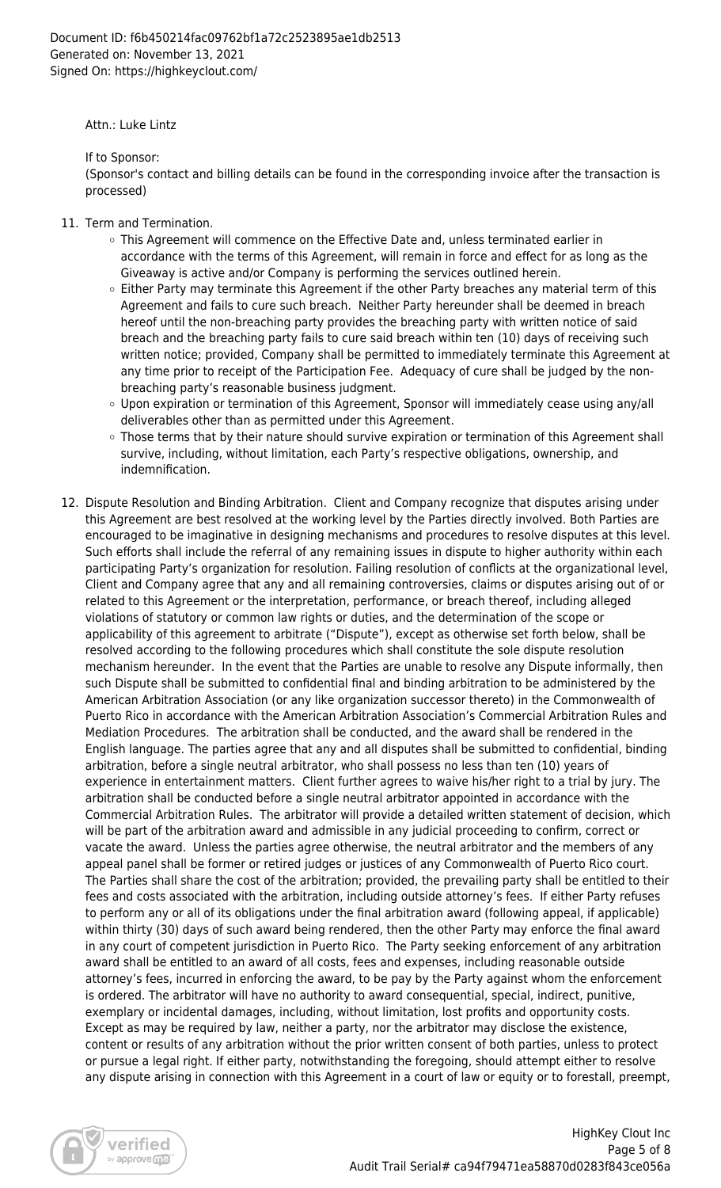Attn.: Luke Lintz

If to Sponsor:
(Sponsor's contact and billing details can be found in the corresponding invoice after the transaction is processed)

11. Term and Termination.
    - This Agreement will commence on the Effective Date and, unless terminated earlier in accordance with the terms of this Agreement, will remain in force and effect for as long as the Giveaway is active and/or Company is performing the services outlined herein.
    - Either Party may terminate this Agreement if the other Party breaches any material term of this Agreement and fails to cure such breach. Neither Party hereunder shall be deemed in breach hereof until the non-breaching party provides the breaching party with written notice of said breach and the breaching party fails to cure said breach within ten (10) days of receiving such written notice; provided, Company shall be permitted to immediately terminate this Agreement at any time prior to receipt of the Participation Fee. Adequacy of cure shall be judged by the non-breaching party's reasonable business judgment.
    - Upon expiration or termination of this Agreement, Sponsor will immediately cease using any/all deliverables other than as permitted under this Agreement.
    - Those terms that by their nature should survive expiration or termination of this Agreement shall survive, including, without limitation, each Party's respective obligations, ownership, and indemnification.

12. Dispute Resolution and Binding Arbitration. Client and Company recognize that disputes arising under this Agreement are best resolved at the working level by the Parties directly involved. Both Parties are encouraged to be imaginative in designing mechanisms and procedures to resolve disputes at this level. Such efforts shall include the referral of any remaining issues in dispute to higher authority within each participating Party's organization for resolution. Failing resolution of conflicts at the organizational level, Client and Company agree that any and all remaining controversies, claims or disputes arising out of or related to this Agreement or the interpretation, performance, or breach thereof, including alleged violations of statutory or common law rights or duties, and the determination of the scope or applicability of this agreement to arbitrate ("Dispute"), except as otherwise set forth below, shall be resolved according to the following procedures which shall constitute the sole dispute resolution mechanism hereunder. In the event that the Parties are unable to resolve any Dispute informally, then such Dispute shall be submitted to confidential final and binding arbitration to be administered by the American Arbitration Association (or any like organization successor thereto) in the Commonwealth of Puerto Rico in accordance with the American Arbitration Association's Commercial Arbitration Rules and Mediation Procedures. The arbitration shall be conducted, and the award shall be rendered in the English language. The parties agree that any and all disputes shall be submitted to confidential, binding arbitration, before a single neutral arbitrator, who shall possess no less than ten (10) years of experience in entertainment matters. Client further agrees to waive his/her right to a trial by jury. The arbitration shall be conducted before a single neutral arbitrator appointed in accordance with the Commercial Arbitration Rules. The arbitrator will provide a detailed written statement of decision, which will be part of the arbitration award and admissible in any judicial proceeding to confirm, correct or vacate the award. Unless the parties agree otherwise, the neutral arbitrator and the members of any appeal panel shall be former or retired judges or justices of any Commonwealth of Puerto Rico court. The Parties shall share the cost of the arbitration; provided, the prevailing party shall be entitled to their fees and costs associated with the arbitration, including outside attorney's fees. If either Party refuses to perform any or all of its obligations under the final arbitration award (following appeal, if applicable) within thirty (30) days of such award being rendered, then the other Party may enforce the final award in any court of competent jurisdiction in Puerto Rico. The Party seeking enforcement of any arbitration award shall be entitled to an award of all costs, fees and expenses, including reasonable outside attorney's fees, incurred in enforcing the award, to be pay by the Party against whom the enforcement is ordered. The arbitrator will have no authority to award consequential, special, indirect, punitive, exemplary or incidental damages, including, without limitation, lost profits and opportunity costs. Except as may be required by law, neither a party, nor the arbitrator may disclose the existence, content or results of any arbitration without the prior written consent of both parties, unless to protect or pursue a legal right. If either party, notwithstanding the foregoing, should attempt either to resolve any dispute arising in connection with this Agreement in a court of law or equity or to forestall, preempt,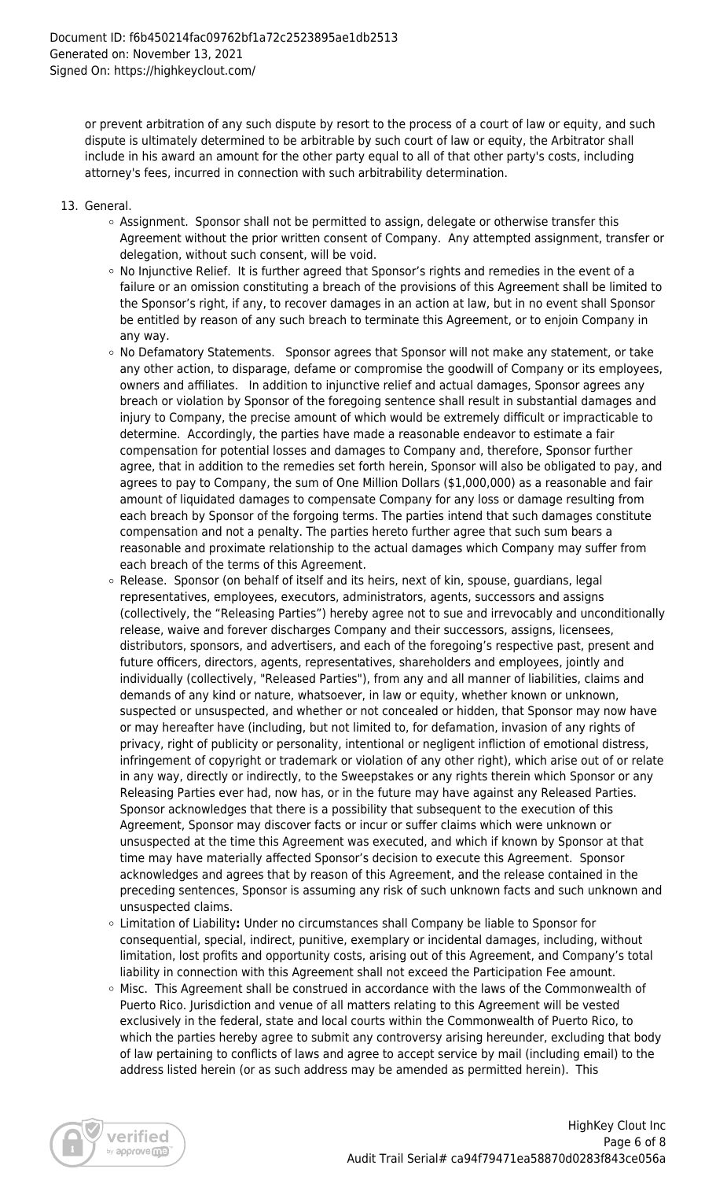or prevent arbitration of any such dispute by resort to the process of a court of law or equity, and such dispute is ultimately determined to be arbitrable by such court of law or equity, the Arbitrator shall include in his award an amount for the other party equal to all of that other party's costs, including attorney's fees, incurred in connection with such arbitrability determination.

13. General.
    - Assignment. Sponsor shall not be permitted to assign, delegate or otherwise transfer this Agreement without the prior written consent of Company. Any attempted assignment, transfer or delegation, without such consent, will be void.
    - No Injunctive Relief. It is further agreed that Sponsor's rights and remedies in the event of a failure or an omission constituting a breach of the provisions of this Agreement shall be limited to the Sponsor's right, if any, to recover damages in an action at law, but in no event shall Sponsor be entitled by reason of any such breach to terminate this Agreement, or to enjoin Company in any way.
    - No Defamatory Statements. Sponsor agrees that Sponsor will not make any statement, or take any other action, to disparage, defame or compromise the goodwill of Company or its employees, owners and affiliates. In addition to injunctive relief and actual damages, Sponsor agrees any breach or violation by Sponsor of the foregoing sentence shall result in substantial damages and injury to Company, the precise amount of which would be extremely difficult or impracticable to determine. Accordingly, the parties have made a reasonable endeavor to estimate a fair compensation for potential losses and damages to Company and, therefore, Sponsor further agree, that in addition to the remedies set forth herein, Sponsor will also be obligated to pay, and agrees to pay to Company, the sum of One Million Dollars ($1,000,000) as a reasonable and fair amount of liquidated damages to compensate Company for any loss or damage resulting from each breach by Sponsor of the forgoing terms. The parties intend that such damages constitute compensation and not a penalty. The parties hereto further agree that such sum bears a reasonable and proximate relationship to the actual damages which Company may suffer from each breach of the terms of this Agreement.
    - Release. Sponsor (on behalf of itself and its heirs, next of kin, spouse, guardians, legal representatives, employees, executors, administrators, agents, successors and assigns (collectively, the "Releasing Parties") hereby agree not to sue and irrevocably and unconditionally release, waive and forever discharges Company and their successors, assigns, licensees, distributors, sponsors, and advertisers, and each of the foregoing's respective past, present and future officers, directors, agents, representatives, shareholders and employees, jointly and individually (collectively, "Released Parties"), from any and all manner of liabilities, claims and demands of any kind or nature, whatsoever, in law or equity, whether known or unknown, suspected or unsuspected, and whether or not concealed or hidden, that Sponsor may now have or may hereafter have (including, but not limited to, for defamation, invasion of any rights of privacy, right of publicity or personality, intentional or negligent infliction of emotional distress, infringement of copyright or trademark or violation of any other right), which arise out of or relate in any way, directly or indirectly, to the Sweepstakes or any rights therein which Sponsor or any Releasing Parties ever had, now has, or in the future may have against any Released Parties. Sponsor acknowledges that there is a possibility that subsequent to the execution of this Agreement, Sponsor may discover facts or incur or suffer claims which were unknown or unsuspected at the time this Agreement was executed, and which if known by Sponsor at that time may have materially affected Sponsor's decision to execute this Agreement. Sponsor acknowledges and agrees that by reason of this Agreement, and the release contained in the preceding sentences, Sponsor is assuming any risk of such unknown facts and such unknown and unsuspected claims.
    - Limitation of Liability**:** Under no circumstances shall Company be liable to Sponsor for consequential, special, indirect, punitive, exemplary or incidental damages, including, without limitation, lost profits and opportunity costs, arising out of this Agreement, and Company's total liability in connection with this Agreement shall not exceed the Participation Fee amount.
    - Misc. This Agreement shall be construed in accordance with the laws of the Commonwealth of Puerto Rico. Jurisdiction and venue of all matters relating to this Agreement will be vested exclusively in the federal, state and local courts within the Commonwealth of Puerto Rico, to which the parties hereby agree to submit any controversy arising hereunder, excluding that body of law pertaining to conflicts of laws and agree to accept service by mail (including email) to the address listed herein (or as such address may be amended as permitted herein). This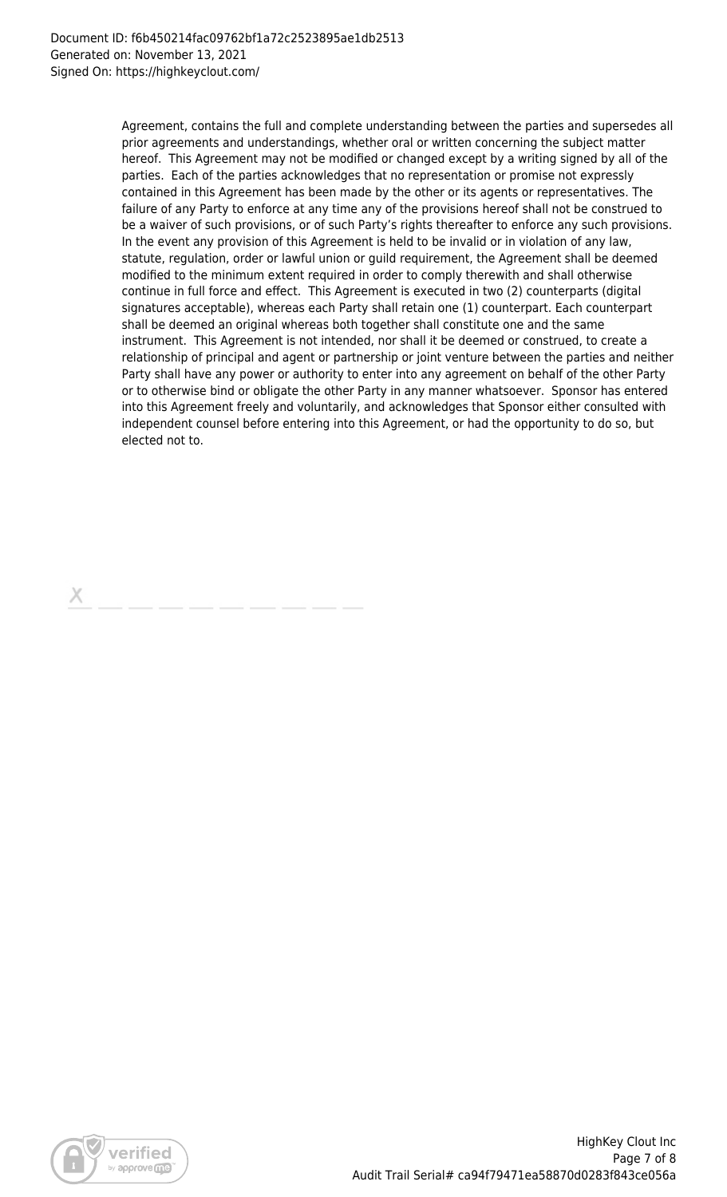Agreement, contains the full and complete understanding between the parties and supersedes all prior agreements and understandings, whether oral or written concerning the subject matter hereof. This Agreement may not be modified or changed except by a writing signed by all of the parties. Each of the parties acknowledges that no representation or promise not expressly contained in this Agreement has been made by the other or its agents or representatives. The failure of any Party to enforce at any time any of the provisions hereof shall not be construed to be a waiver of such provisions, or of such Party's rights thereafter to enforce any such provisions. In the event any provision of this Agreement is held to be invalid or in violation of any law, statute, regulation, order or lawful union or guild requirement, the Agreement shall be deemed modified to the minimum extent required in order to comply therewith and shall otherwise continue in full force and effect. This Agreement is executed in two (2) counterparts (digital signatures acceptable), whereas each Party shall retain one (1) counterpart. Each counterpart shall be deemed an original whereas both together shall constitute one and the same instrument. This Agreement is not intended, nor shall it be deemed or construed, to create a relationship of principal and agent or partnership or joint venture between the parties and neither Party shall have any power or authority to enter into any agreement on behalf of the other Party or to otherwise bind or obligate the other Party in any manner whatsoever. Sponsor has entered into this Agreement freely and voluntarily, and acknowledges that Sponsor either consulted with independent counsel before entering into this Agreement, or had the opportunity to do so, but elected not to.

X \_\_\_\_\_\_\_\_\_\_\_\_\_\_\_\_\_\_\_\_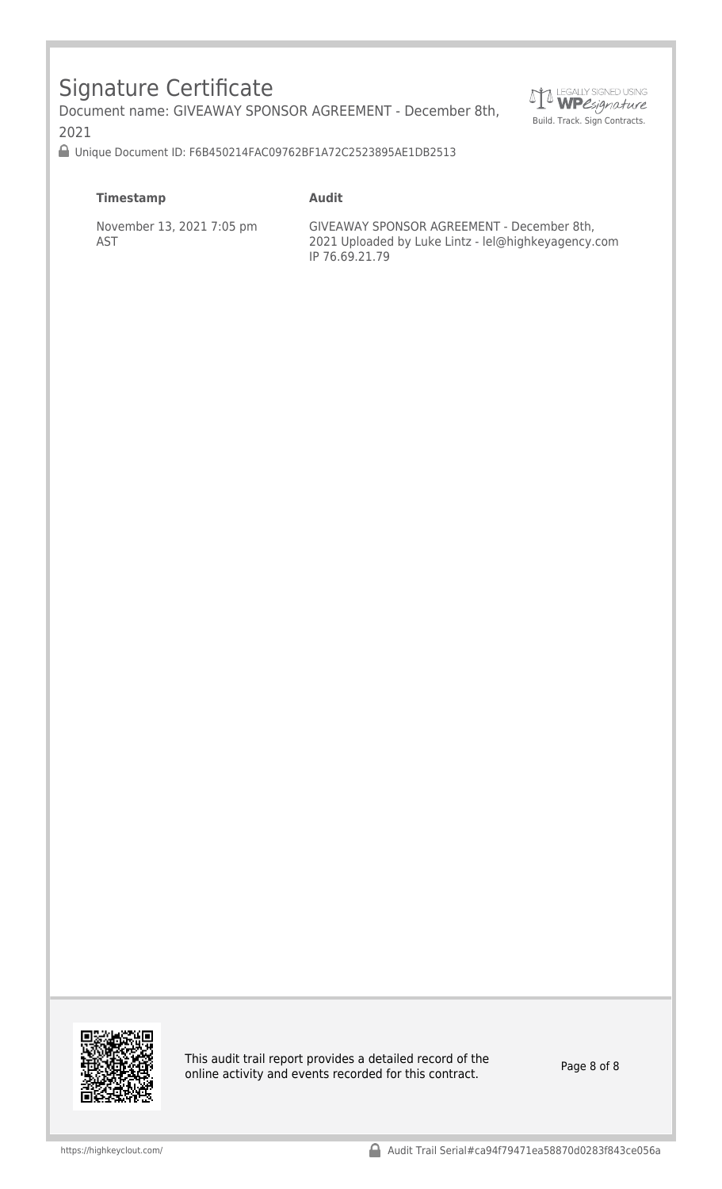# Signature Certificate

Document name: GIVEAWAY SPONSOR AGREEMENT - December 8th, 2021

Unique Document ID: F6B450214FAC09762BF1A72C2523895AE1DB2513

LEGALLY SIGNED USING WPEsignature
Build. Track. Sign Contracts.

| Timestamp | Audit |
| --- | --- |
| November 13, 2021 7:05 pm AST | GIVEAWAY SPONSOR AGREEMENT - December 8th, 2021 Uploaded by Luke Lintz - lel@highkeyagency.com IP 76.69.21.79 |

This audit trail report provides a detailed record of the online activity and events recorded for this contract.

https://highkeyclout.com/

Audit Trail Serial#ca94f79471ea58870d0283f843ce056a